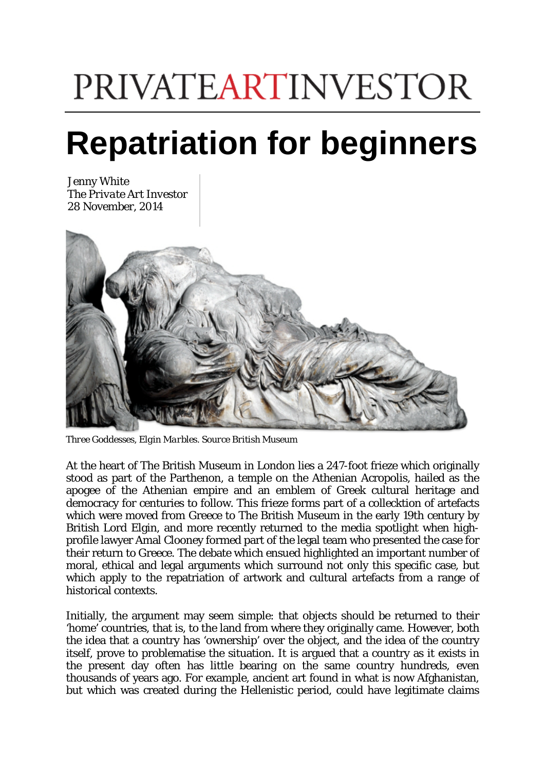PRIVATEARTINVESTOR

# Repatriation for beginners

Jenny White
*The Private Art Investor*
28 November, 2014

*Three Goddesses, Elgin Marbles. Source British Museum*

At the heart of The British Museum in London lies a 247-foot frieze which originally stood as part of the Parthenon, a temple on the Athenian Acropolis, hailed as the apogee of the Athenian empire and an emblem of Greek cultural heritage and democracy for centuries to follow. This frieze forms part of a collecktion of artefacts which were moved from Greece to The British Museum in the early 19th century by British Lord Elgin, and more recently returned to the media spotlight when high-profile lawyer Amal Clooney formed part of the legal team who presented the case for their return to Greece. The debate which ensued highlighted an important number of moral, ethical and legal arguments which surround not only this specific case, but which apply to the repatriation of artwork and cultural artefacts from a range of historical contexts.

Initially, the argument may seem simple: that objects should be returned to their 'home' countries, that is, to the land from where they originally came. However, both the idea that a country has 'ownership' over the object, and the idea of the country itself, prove to problematise the situation. It is argued that a country as it exists in the present day often has little bearing on the same country hundreds, even thousands of years ago. For example, ancient art found in what is now Afghanistan, but which was created during the Hellenistic period, could have legitimate claims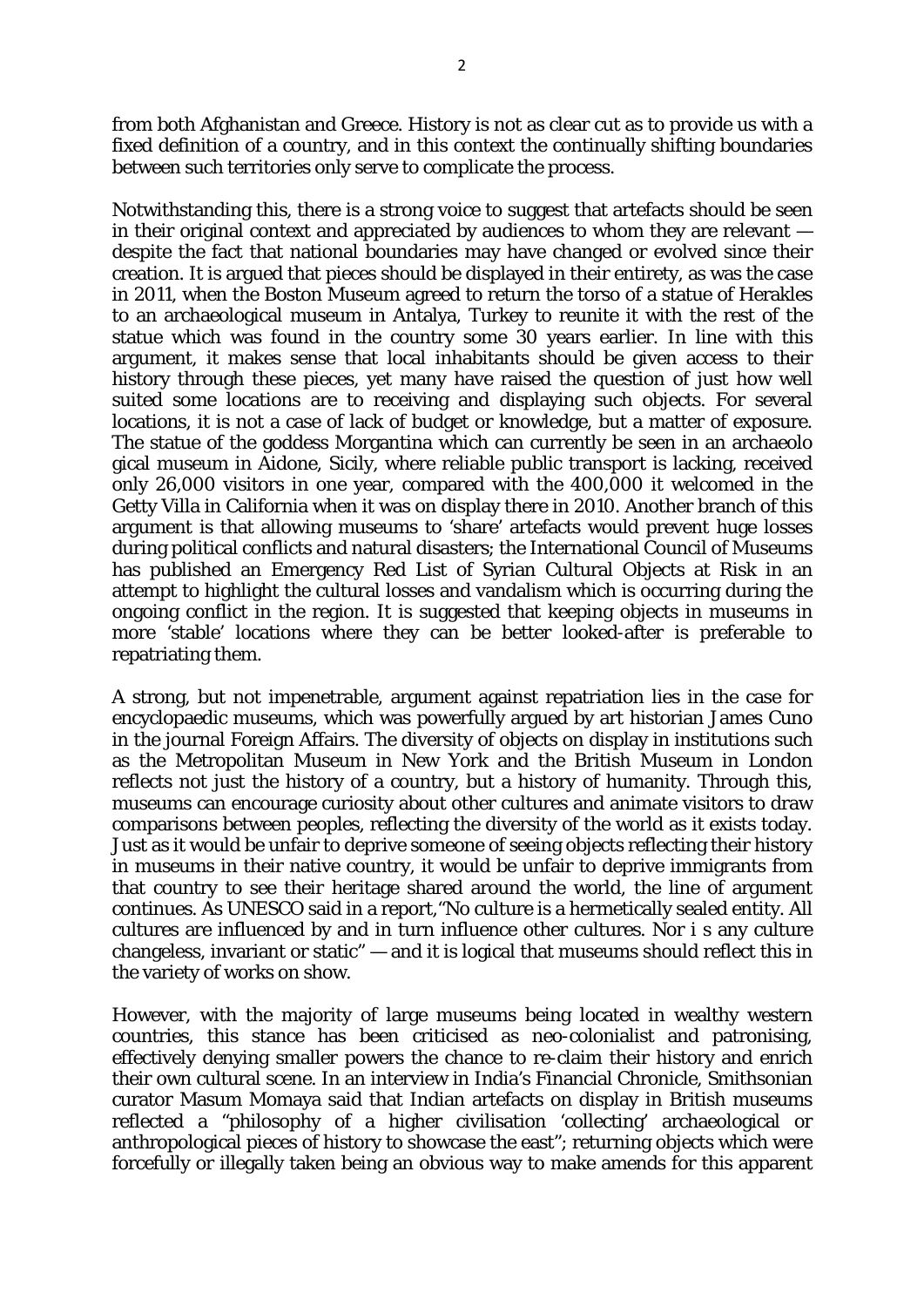from both Afghanistan and Greece. History is not as clear cut as to provide us with a fixed definition of a country, and in this context the continually shifting boundaries between such territories only serve to complicate the process.

Notwithstanding this, there is a strong voice to suggest that artefacts should be seen in their original context and appreciated by audiences to whom they are relevant — despite the fact that national boundaries may have changed or evolved since their creation. It is argued that pieces should be displayed in their entirety, as was the case in 2011, when the Boston Museum agreed to return the torso of a statue of Herakles to an archaeological museum in Antalya, Turkey to reunite it with the rest of the statue which was found in the country some 30 years earlier. In line with this argument, it makes sense that local inhabitants should be given access to their history through these pieces, yet many have raised the question of just how well suited some locations are to receiving and displaying such objects. For several locations, it is not a case of lack of budget or knowledge, but a matter of exposure. The statue of the goddess Morgantina which can currently be seen in an archaeolo gical museum in Aidone, Sicily, where reliable public transport is lacking, received only 26,000 visitors in one year, compared with the 400,000 it welcomed in the Getty Villa in California when it was on display there in 2010. Another branch of this argument is that allowing museums to 'share' artefacts would prevent huge losses during political conflicts and natural disasters; the International Council of Museums has published an Emergency Red List of Syrian Cultural Objects at Risk in an attempt to highlight the cultural losses and vandalism which is occurring during the ongoing conflict in the region. It is suggested that keeping objects in museums in more 'stable' locations where they can be better looked-after is preferable to repatriating them.

A strong, but not impenetrable, argument against repatriation lies in the case for encyclopaedic museums, which was powerfully argued by art historian James Cuno in the journal Foreign Affairs. The diversity of objects on display in institutions such as the Metropolitan Museum in New York and the British Museum in London reflects not just the history of a country, but a history of humanity. Through this, museums can encourage curiosity about other cultures and animate visitors to draw comparisons between peoples, reflecting the diversity of the world as it exists today. Just as it would be unfair to deprive someone of seeing objects reflecting their history in museums in their native country, it would be unfair to deprive immigrants from that country to see their heritage shared around the world, the line of argument continues. As UNESCO said in a report,"No culture is a hermetically sealed entity. All cultures are influenced by and in turn influence other cultures. Nor i s any culture changeless, invariant or static" — and it is logical that museums should reflect this in the variety of works on show.

However, with the majority of large museums being located in wealthy western countries, this stance has been criticised as neo-colonialist and patronising, effectively denying smaller powers the chance to re-claim their history and enrich their own cultural scene. In an interview in India's Financial Chronicle, Smithsonian curator Masum Momaya said that Indian artefacts on display in British museums reflected a "philosophy of a higher civilisation 'collecting' archaeological or anthropological pieces of history to showcase the east"; returning objects which were forcefully or illegally taken being an obvious way to make amends for this apparent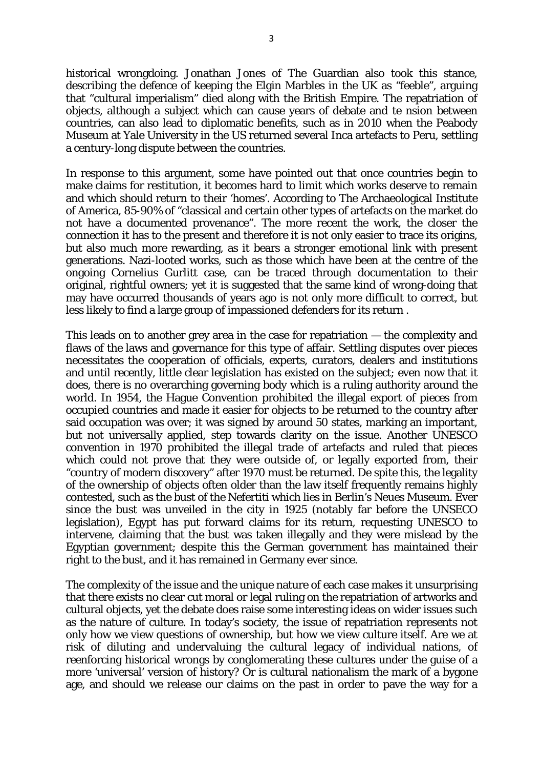historical wrongdoing. Jonathan Jones of The Guardian also took this stance, describing the defence of keeping the Elgin Marbles in the UK as "feeble", arguing that "cultural imperialism" died along with the British Empire. The repatriation of objects, although a subject which can cause years of debate and te nsion between countries, can also lead to diplomatic benefits, such as in 2010 when the Peabody Museum at Yale University in the US returned several Inca artefacts to Peru, settling a century-long dispute between the countries.

In response to this argument, some have pointed out that once countries begin to make claims for restitution, it becomes hard to limit which works deserve to remain and which should return to their 'homes'. According to The Archaeological Institute of America, 85-90% of "classical and certain other types of artefacts on the market do not have a documented provenance". The more recent the work, the closer the connection it has to the present and therefore it is not only easier to trace its origins, but also much more rewarding, as it bears a stronger emotional link with present generations. Nazi-looted works, such as those which have been at the centre of the ongoing Cornelius Gurlitt case, can be traced through documentation to their original, rightful owners; yet it is suggested that the same kind of wrong-doing that may have occurred thousands of years ago is not only more difficult to correct, but less likely to find a large group of impassioned defenders for its return .

This leads on to another grey area in the case for repatriation — the complexity and flaws of the laws and governance for this type of affair. Settling disputes over pieces necessitates the cooperation of officials, experts, curators, dealers and institutions and until recently, little clear legislation has existed on the subject; even now that it does, there is no overarching governing body which is a ruling authority around the world. In 1954, the Hague Convention prohibited the illegal export of pieces from occupied countries and made it easier for objects to be returned to the country after said occupation was over; it was signed by around 50 states, marking an important, but not universally applied, step towards clarity on the issue. Another UNESCO convention in 1970 prohibited the illegal trade of artefacts and ruled that pieces which could not prove that they were outside of, or legally exported from, their "country of modern discovery" after 1970 must be returned. De spite this, the legality of the ownership of objects often older than the law itself frequently remains highly contested, such as the bust of the Nefertiti which lies in Berlin's Neues Museum. Ever since the bust was unveiled in the city in 1925 (notably far before the UNSECO legislation), Egypt has put forward claims for its return, requesting UNESCO to intervene, claiming that the bust was taken illegally and they were mislead by the Egyptian government; despite this the German government has maintained their right to the bust, and it has remained in Germany ever since.

The complexity of the issue and the unique nature of each case makes it unsurprising that there exists no clear cut moral or legal ruling on the repatriation of artworks and cultural objects, yet the debate does raise some interesting ideas on wider issues such as the nature of culture. In today's society, the issue of repatriation represents not only how we view questions of ownership, but how we view culture itself. Are we at risk of diluting and undervaluing the cultural legacy of individual nations, of reenforcing historical wrongs by conglomerating these cultures under the guise of a more 'universal' version of history? Or is cultural nationalism the mark of a bygone age, and should we release our claims on the past in order to pave the way for a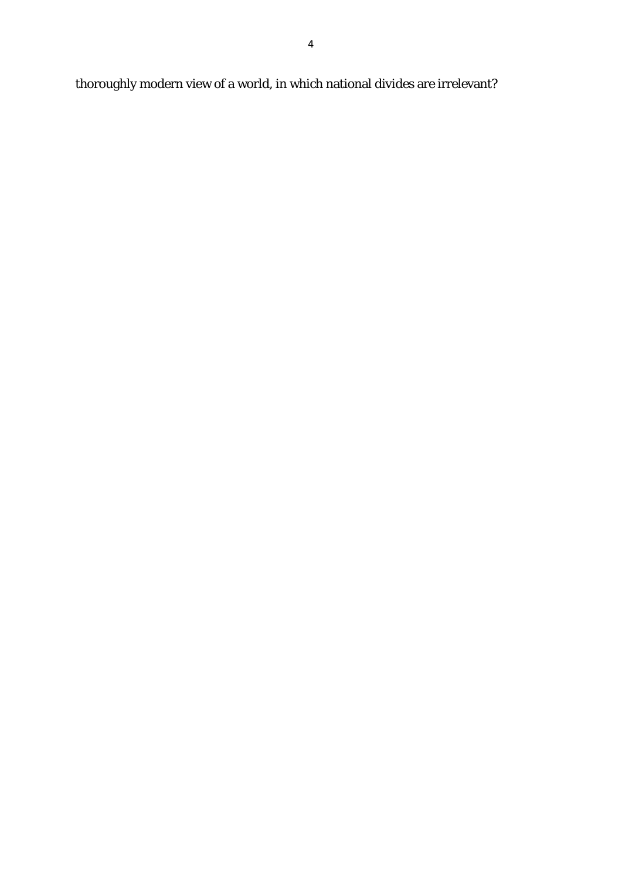thoroughly modern view of a world, in which national divides are irrelevant?